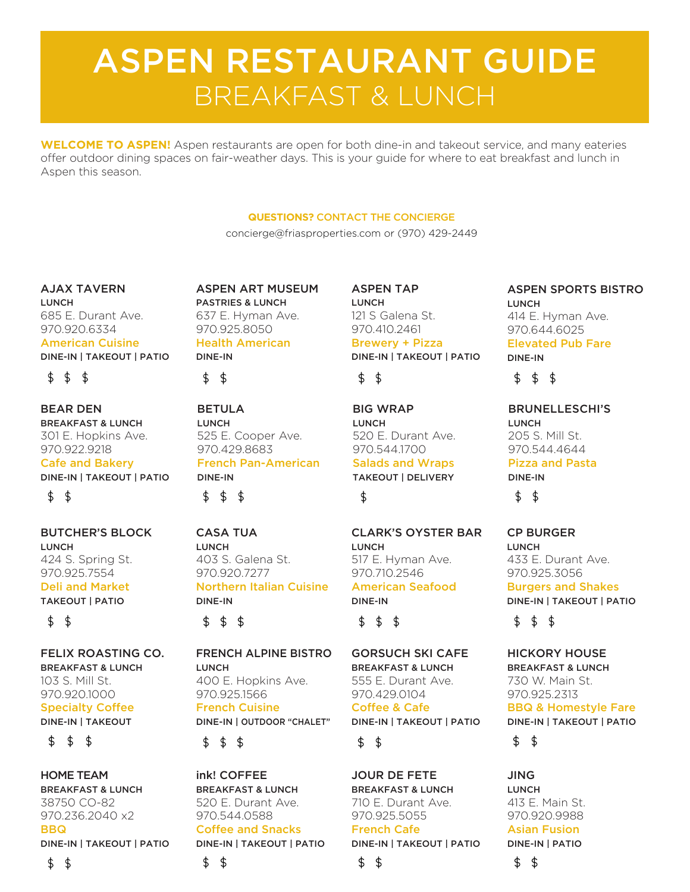# ASPEN RESTAURANT GUIDE

## BREAKFAST & LUNCH

**WELCOME TO ASPEN!** Aspen restaurants are open for both dine-in and takeout service, and many eateries offer outdoor dining spaces on fair-weather days. This is your guide for where to eat breakfast and lunch in Aspen this season.

**QUESTIONS? CONTACT THE CONCIERGE**

concierge@friasproperties.com or (970) 429-2449

### AJAX TAVERN
**LUNCH**
685 E. Durant Ave.
970.920.6334
American Cuisine
**DINE-IN | TAKEOUT | PATIO**
$ $ $

### ASPEN ART MUSEUM
**PASTRIES & LUNCH**
637 E. Hyman Ave.
970.925.8050
Health American
**DINE-IN**
$ $

### ASPEN TAP
**LUNCH**
121 S Galena St.
970.410.2461
Brewery + Pizza
**DINE-IN | TAKEOUT | PATIO**
$ $

### ASPEN SPORTS BISTRO
**LUNCH**
414 E. Hyman Ave.
970.644.6025
Elevated Pub Fare
**DINE-IN**
$ $ $

### BEAR DEN
**BREAKFAST & LUNCH**
301 E. Hopkins Ave.
970.922.9218
Cafe and Bakery
**DINE-IN | TAKEOUT | PATIO**
$ $

### BETULA
**LUNCH**
525 E. Cooper Ave.
970.429.8683
French Pan-American
**DINE-IN**
$ $ $

### BIG WRAP
**LUNCH**
520 E. Durant Ave.
970.544.1700
Salads and Wraps
**TAKEOUT | DELIVERY**
$

### BRUNELLESCHI'S
**LUNCH**
205 S. Mill St.
970.544.4644
Pizza and Pasta
**DINE-IN**
$ $

### BUTCHER'S BLOCK
**LUNCH**
424 S. Spring St.
970.925.7554
Deli and Market
**TAKEOUT | PATIO**
$ $

### CASA TUA
**LUNCH**
403 S. Galena St.
970.920.7277
Northern Italian Cuisine
**DINE-IN**
$ $ $

### CLARK'S OYSTER BAR
**LUNCH**
517 E. Hyman Ave.
970.710.2546
American Seafood
**DINE-IN**
$ $ $

### CP BURGER
**LUNCH**
433 E. Durant Ave.
970.925.3056
Burgers and Shakes
**DINE-IN | TAKEOUT | PATIO**
$ $ $

### FELIX ROASTING CO.
**BREAKFAST & LUNCH**
103 S. Mill St.
970.920.1000
Specialty Coffee
**DINE-IN | TAKEOUT**
$ $ $

### FRENCH ALPINE BISTRO
**LUNCH**
400 E. Hopkins Ave.
970.925.1566
French Cuisine
**DINE-IN | OUTDOOR "CHALET"**
$ $ $

### GORSUCH SKI CAFE
**BREAKFAST & LUNCH**
555 E. Durant Ave.
970.429.0104
Coffee & Cafe
**DINE-IN | TAKEOUT | PATIO**
$ $

### HICKORY HOUSE
**BREAKFAST & LUNCH**
730 W. Main St.
970.925.2313
BBQ & Homestyle Fare
**DINE-IN | TAKEOUT | PATIO**
$ $

### HOME TEAM
**BREAKFAST & LUNCH**
38750 CO-82
970.236.2040 x2
BBQ
**DINE-IN | TAKEOUT | PATIO**
$ $

### ink! COFFEE
**BREAKFAST & LUNCH**
520 E. Durant Ave.
970.544.0588
Coffee and Snacks
**DINE-IN | TAKEOUT | PATIO**
$ $

### JOUR DE FETE
**BREAKFAST & LUNCH**
710 E. Durant Ave.
970.925.5055
French Cafe
**DINE-IN | TAKEOUT | PATIO**
$ $

### JING
**LUNCH**
413 E. Main St.
970.920.9988
Asian Fusion
**DINE-IN | PATIO**
$ $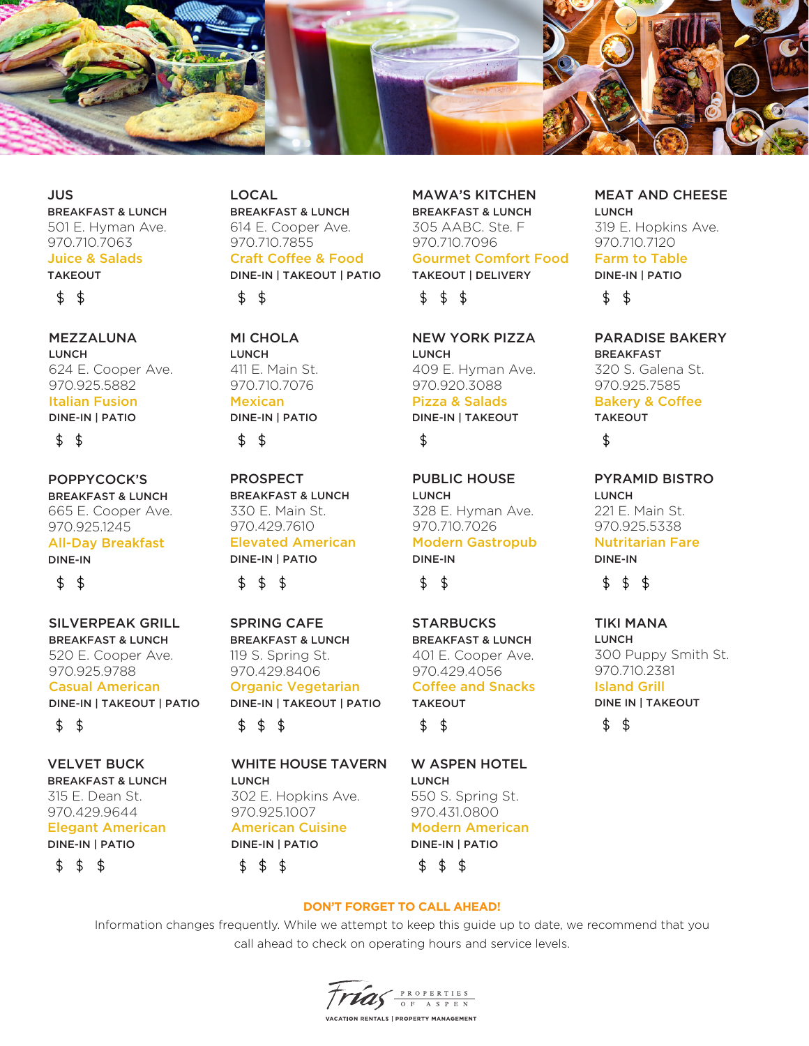### JUS
**BREAKFAST & LUNCH**
501 E. Hyman Ave.
970.710.7063
Juice & Salads
**TAKEOUT**
$ $

### LOCAL
**BREAKFAST & LUNCH**
614 E. Cooper Ave.
970.710.7855
Craft Coffee & Food
**DINE-IN | TAKEOUT | PATIO**
$ $

### MAWA'S KITCHEN
**BREAKFAST & LUNCH**
305 AABC. Ste. F
970.710.7096
Gourmet Comfort Food
**TAKEOUT | DELIVERY**
$ $ $

### MEAT AND CHEESE
**LUNCH**
319 E. Hopkins Ave.
970.710.7120
Farm to Table
**DINE-IN | PATIO**
$ $

### MEZZALUNA
**LUNCH**
624 E. Cooper Ave.
970.925.5882
Italian Fusion
**DINE-IN | PATIO**
$ $

### MI CHOLA
**LUNCH**
411 E. Main St.
970.710.7076
Mexican
**DINE-IN | PATIO**
$ $

### NEW YORK PIZZA
**LUNCH**
409 E. Hyman Ave.
970.920.3088
Pizza & Salads
**DINE-IN | TAKEOUT**
$

### PARADISE BAKERY
**BREAKFAST**
320 S. Galena St.
970.925.7585
Bakery & Coffee
**TAKEOUT**
$

### POPPYCOCK'S
**BREAKFAST & LUNCH**
665 E. Cooper Ave.
970.925.1245
All-Day Breakfast
**DINE-IN**
$ $

### PROSPECT
**BREAKFAST & LUNCH**
330 E. Main St.
970.429.7610
Elevated American
**DINE-IN | PATIO**
$ $ $

### PUBLIC HOUSE
**LUNCH**
328 E. Hyman Ave.
970.710.7026
Modern Gastropub
**DINE-IN**
$ $

### PYRAMID BISTRO
**LUNCH**
221 E. Main St.
970.925.5338
Nutritarian Fare
**DINE-IN**
$ $ $

### SILVERPEAK GRILL
**BREAKFAST & LUNCH**
520 E. Cooper Ave.
970.925.9788
Casual American
**DINE-IN | TAKEOUT | PATIO**
$ $

### SPRING CAFE
**BREAKFAST & LUNCH**
119 S. Spring St.
970.429.8406
Organic Vegetarian
**DINE-IN | TAKEOUT | PATIO**
$ $ $

### STARBUCKS
**BREAKFAST & LUNCH**
401 E. Cooper Ave.
970.429.4056
Coffee and Snacks
**TAKEOUT**
$ $

### TIKI MANA
**LUNCH**
300 Puppy Smith St.
970.710.2381
Island Grill
**DINE IN | TAKEOUT**
$ $

### VELVET BUCK
**BREAKFAST & LUNCH**
315 E. Dean St.
970.429.9644
Elegant American
**DINE-IN | PATIO**
$ $ $

### WHITE HOUSE TAVERN
**LUNCH**
302 E. Hopkins Ave.
970.925.1007
American Cuisine
**DINE-IN | PATIO**
$ $ $

### W ASPEN HOTEL
**LUNCH**
550 S. Spring St.
970.431.0800
Modern American
**DINE-IN | PATIO**
$ $ $

**DON'T FORGET TO CALL AHEAD!**

Information changes frequently. While we attempt to keep this guide up to date, we recommend that you call ahead to check on operating hours and service levels.

Frias PROPERTIES OF ASPEN
VACATION RENTALS | PROPERTY MANAGEMENT